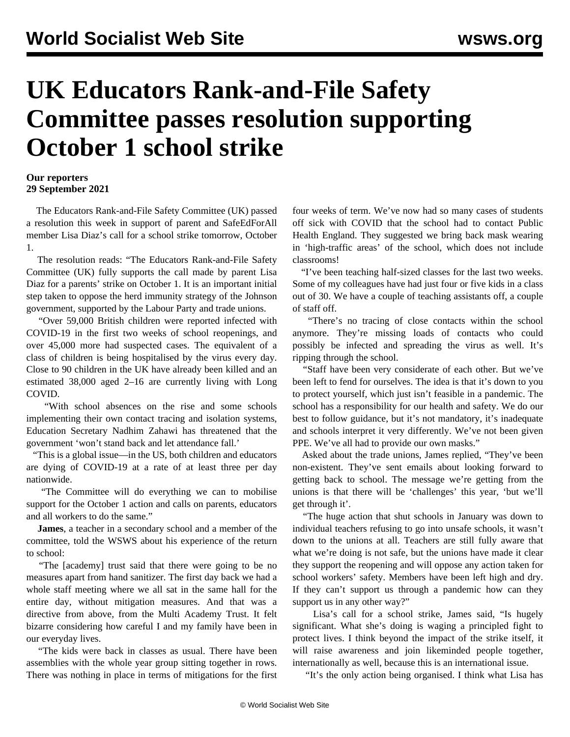# UK Educators Rank-and-File Safety Committee passes resolution supporting October 1 school strike

**Our reporters**
**29 September 2021**

The Educators Rank-and-File Safety Committee (UK) passed a resolution this week in support of parent and SafeEdForAll member Lisa Diaz's call for a school strike tomorrow, October 1.

The resolution reads: "The Educators Rank-and-File Safety Committee (UK) fully supports the call made by parent Lisa Diaz for a parents' strike on October 1. It is an important initial step taken to oppose the herd immunity strategy of the Johnson government, supported by the Labour Party and trade unions.

"Over 59,000 British children were reported infected with COVID-19 in the first two weeks of school reopenings, and over 45,000 more had suspected cases. The equivalent of a class of children is being hospitalised by the virus every day. Close to 90 children in the UK have already been killed and an estimated 38,000 aged 2–16 are currently living with Long COVID.

"With school absences on the rise and some schools implementing their own contact tracing and isolation systems, Education Secretary Nadhim Zahawi has threatened that the government 'won't stand back and let attendance fall.'

"This is a global issue—in the US, both children and educators are dying of COVID-19 at a rate of at least three per day nationwide.

"The Committee will do everything we can to mobilise support for the October 1 action and calls on parents, educators and all workers to do the same."

**James**, a teacher in a secondary school and a member of the committee, told the WSWS about his experience of the return to school:

"The [academy] trust said that there were going to be no measures apart from hand sanitizer. The first day back we had a whole staff meeting where we all sat in the same hall for the entire day, without mitigation measures. And that was a directive from above, from the Multi Academy Trust. It felt bizarre considering how careful I and my family have been in our everyday lives.

"The kids were back in classes as usual. There have been assemblies with the whole year group sitting together in rows. There was nothing in place in terms of mitigations for the first four weeks of term. We've now had so many cases of students off sick with COVID that the school had to contact Public Health England. They suggested we bring back mask wearing in 'high-traffic areas' of the school, which does not include classrooms!

"I've been teaching half-sized classes for the last two weeks. Some of my colleagues have had just four or five kids in a class out of 30. We have a couple of teaching assistants off, a couple of staff off.

"There's no tracing of close contacts within the school anymore. They're missing loads of contacts who could possibly be infected and spreading the virus as well. It's ripping through the school.

"Staff have been very considerate of each other. But we've been left to fend for ourselves. The idea is that it's down to you to protect yourself, which just isn't feasible in a pandemic. The school has a responsibility for our health and safety. We do our best to follow guidance, but it's not mandatory, it's inadequate and schools interpret it very differently. We've not been given PPE. We've all had to provide our own masks."

Asked about the trade unions, James replied, "They've been non-existent. They've sent emails about looking forward to getting back to school. The message we're getting from the unions is that there will be 'challenges' this year, 'but we'll get through it'.

"The huge action that shut schools in January was down to individual teachers refusing to go into unsafe schools, it wasn't down to the unions at all. Teachers are still fully aware that what we're doing is not safe, but the unions have made it clear they support the reopening and will oppose any action taken for school workers' safety. Members have been left high and dry. If they can't support us through a pandemic how can they support us in any other way?"

Lisa's call for a school strike, James said, "Is hugely significant. What she's doing is waging a principled fight to protect lives. I think beyond the impact of the strike itself, it will raise awareness and join likeminded people together, internationally as well, because this is an international issue.

"It's the only action being organised. I think what Lisa has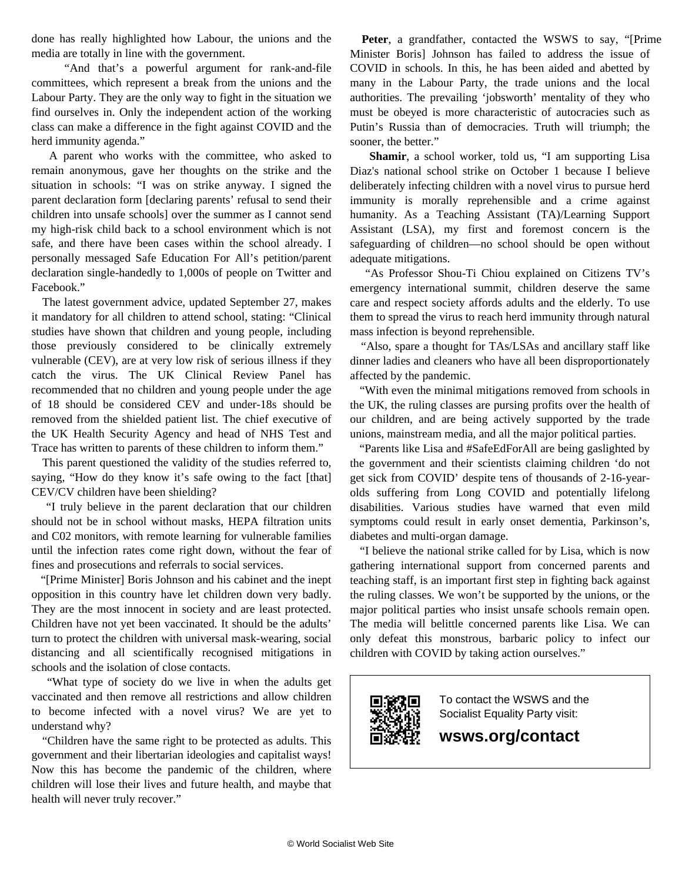done has really highlighted how Labour, the unions and the media are totally in line with the government.

"And that's a powerful argument for rank-and-file committees, which represent a break from the unions and the Labour Party. They are the only way to fight in the situation we find ourselves in. Only the independent action of the working class can make a difference in the fight against COVID and the herd immunity agenda."

A parent who works with the committee, who asked to remain anonymous, gave her thoughts on the strike and the situation in schools: "I was on strike anyway. I signed the parent declaration form [declaring parents' refusal to send their children into unsafe schools] over the summer as I cannot send my high-risk child back to a school environment which is not safe, and there have been cases within the school already. I personally messaged Safe Education For All's petition/parent declaration single-handedly to 1,000s of people on Twitter and Facebook."

The latest government advice, updated September 27, makes it mandatory for all children to attend school, stating: "Clinical studies have shown that children and young people, including those previously considered to be clinically extremely vulnerable (CEV), are at very low risk of serious illness if they catch the virus. The UK Clinical Review Panel has recommended that no children and young people under the age of 18 should be considered CEV and under-18s should be removed from the shielded patient list. The chief executive of the UK Health Security Agency and head of NHS Test and Trace has written to parents of these children to inform them."

This parent questioned the validity of the studies referred to, saying, "How do they know it's safe owing to the fact [that] CEV/CV children have been shielding?

"I truly believe in the parent declaration that our children should not be in school without masks, HEPA filtration units and C02 monitors, with remote learning for vulnerable families until the infection rates come right down, without the fear of fines and prosecutions and referrals to social services.

"[Prime Minister] Boris Johnson and his cabinet and the inept opposition in this country have let children down very badly. They are the most innocent in society and are least protected. Children have not yet been vaccinated. It should be the adults' turn to protect the children with universal mask-wearing, social distancing and all scientifically recognised mitigations in schools and the isolation of close contacts.

"What type of society do we live in when the adults get vaccinated and then remove all restrictions and allow children to become infected with a novel virus? We are yet to understand why?

"Children have the same right to be protected as adults. This government and their libertarian ideologies and capitalist ways! Now this has become the pandemic of the children, where children will lose their lives and future health, and maybe that health will never truly recover."

**Peter**, a grandfather, contacted the WSWS to say, "[Prime Minister Boris] Johnson has failed to address the issue of COVID in schools. In this, he has been aided and abetted by many in the Labour Party, the trade unions and the local authorities. The prevailing 'jobsworth' mentality of they who must be obeyed is more characteristic of autocracies such as Putin's Russia than of democracies. Truth will triumph; the sooner, the better."

**Shamir**, a school worker, told us, "I am supporting Lisa Diaz's national school strike on October 1 because I believe deliberately infecting children with a novel virus to pursue herd immunity is morally reprehensible and a crime against humanity. As a Teaching Assistant (TA)/Learning Support Assistant (LSA), my first and foremost concern is the safeguarding of children—no school should be open without adequate mitigations.

"As Professor Shou-Ti Chiou explained on Citizens TV's emergency international summit, children deserve the same care and respect society affords adults and the elderly. To use them to spread the virus to reach herd immunity through natural mass infection is beyond reprehensible.

"Also, spare a thought for TAs/LSAs and ancillary staff like dinner ladies and cleaners who have all been disproportionately affected by the pandemic.

"With even the minimal mitigations removed from schools in the UK, the ruling classes are pursing profits over the health of our children, and are being actively supported by the trade unions, mainstream media, and all the major political parties.

"Parents like Lisa and #SafeEdForAll are being gaslighted by the government and their scientists claiming children 'do not get sick from COVID' despite tens of thousands of 2-16-year-olds suffering from Long COVID and potentially lifelong disabilities. Various studies have warned that even mild symptoms could result in early onset dementia, Parkinson's, diabetes and multi-organ damage.

"I believe the national strike called for by Lisa, which is now gathering international support from concerned parents and teaching staff, is an important first step in fighting back against the ruling classes. We won't be supported by the unions, or the major political parties who insist unsafe schools remain open. The media will belittle concerned parents like Lisa. We can only defeat this monstrous, barbaric policy to infect our children with COVID by taking action ourselves."

To contact the WSWS and the Socialist Equality Party visit:

**wsws.org/contact**